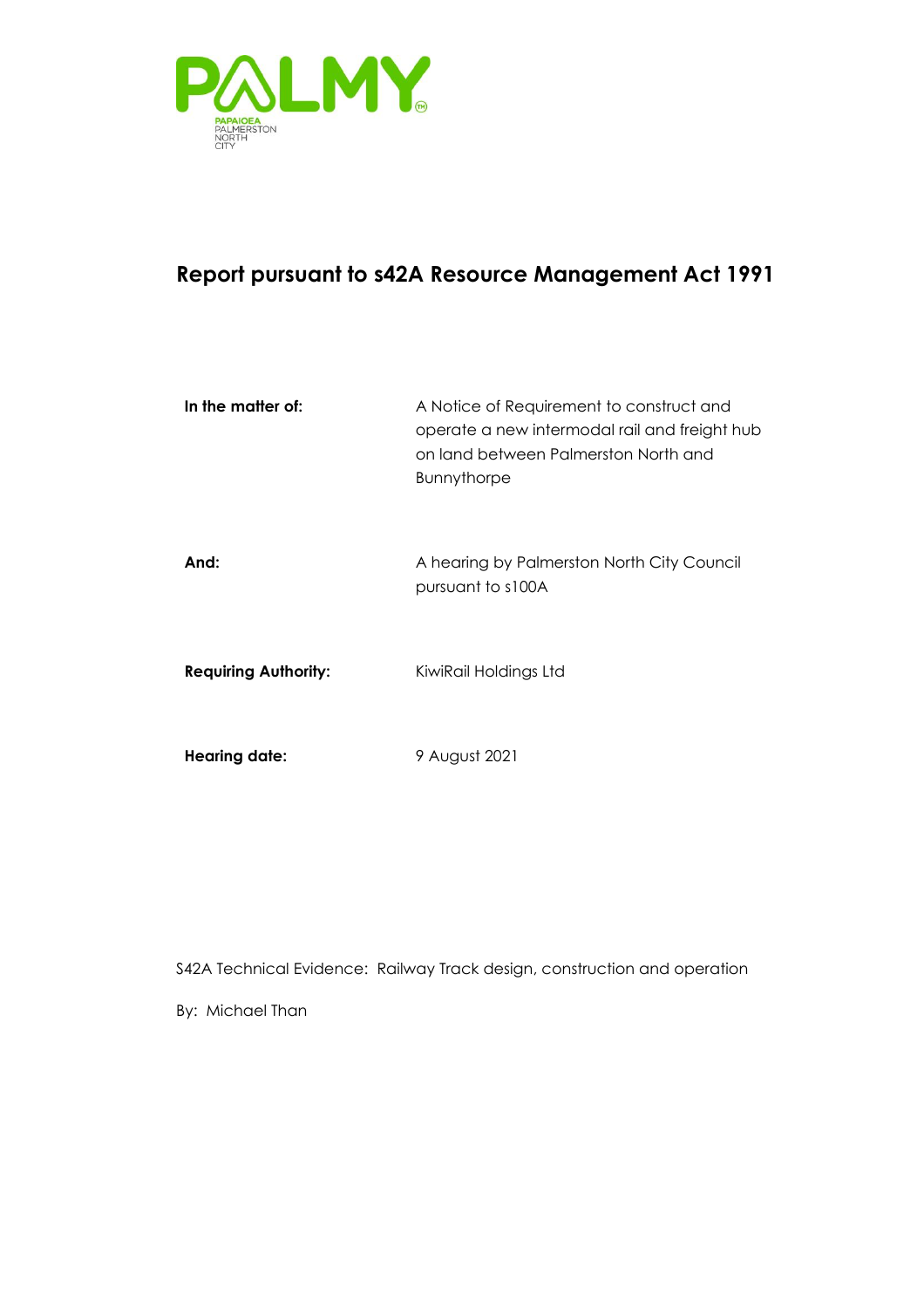PALMY

PAPAIOEA
PALMERSTON
NORTH
CITY

# Report pursuant to s42A Resource Management Act 1991

| | |
|---|---|
| **In the matter of:** | A Notice of Requirement to construct and operate a new intermodal rail and freight hub on land between Palmerston North and Bunnythorpe |
| **And:** | A hearing by Palmerston North City Council pursuant to s100A |
| **Requiring Authority:** | KiwiRail Holdings Ltd |
| **Hearing date:** | 9 August 2021 |

S42A Technical Evidence: Railway Track design, construction and operation

By: Michael Than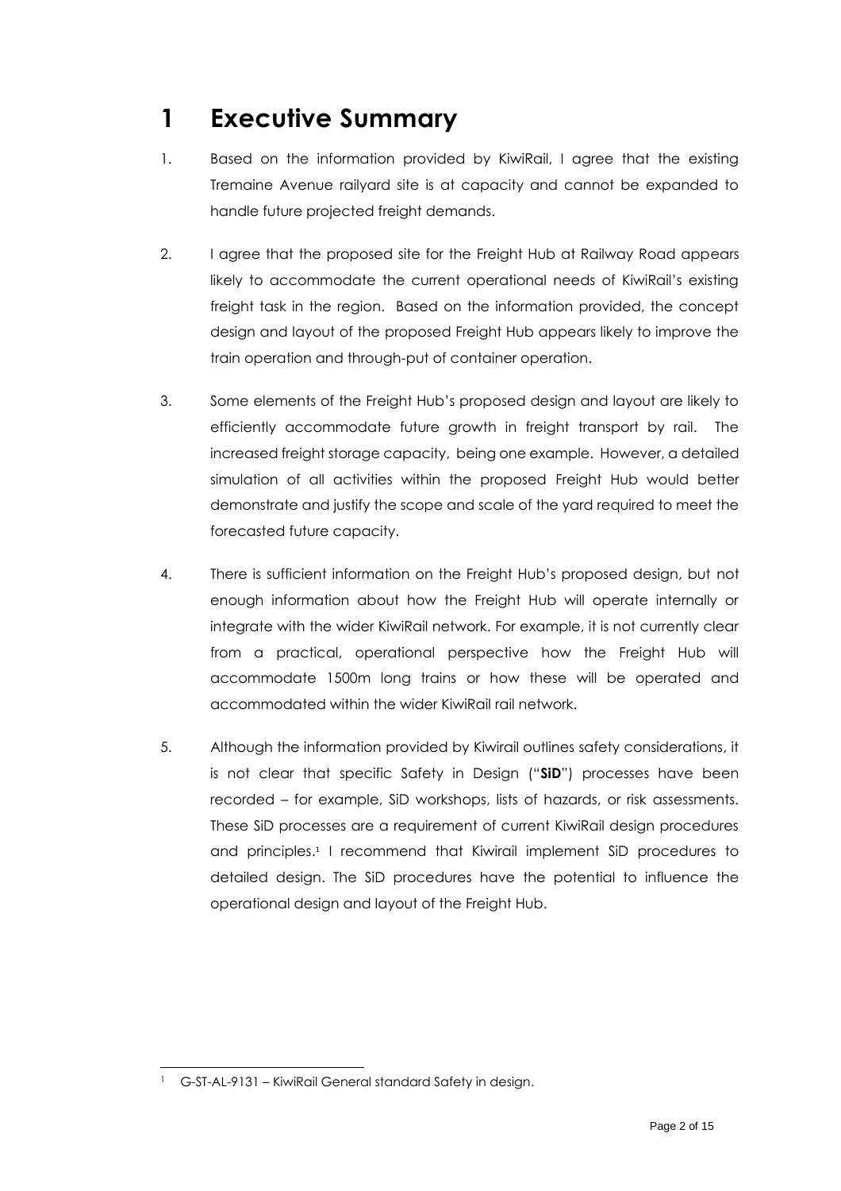# 1 Executive Summary

1. Based on the information provided by KiwiRail, I agree that the existing Tremaine Avenue railyard site is at capacity and cannot be expanded to handle future projected freight demands.

2. I agree that the proposed site for the Freight Hub at Railway Road appears likely to accommodate the current operational needs of KiwiRail's existing freight task in the region. Based on the information provided, the concept design and layout of the proposed Freight Hub appears likely to improve the train operation and through-put of container operation.

3. Some elements of the Freight Hub's proposed design and layout are likely to efficiently accommodate future growth in freight transport by rail. The increased freight storage capacity, being one example. However, a detailed simulation of all activities within the proposed Freight Hub would better demonstrate and justify the scope and scale of the yard required to meet the forecasted future capacity.

4. There is sufficient information on the Freight Hub's proposed design, but not enough information about how the Freight Hub will operate internally or integrate with the wider KiwiRail network. For example, it is not currently clear from a practical, operational perspective how the Freight Hub will accommodate 1500m long trains or how these will be operated and accommodated within the wider KiwiRail rail network.

5. Although the information provided by Kiwirail outlines safety considerations, it is not clear that specific Safety in Design ("**SiD**") processes have been recorded – for example, SiD workshops, lists of hazards, or risk assessments. These SiD processes are a requirement of current KiwiRail design procedures and principles.[1] I recommend that Kiwirail implement SiD procedures to detailed design. The SiD procedures have the potential to influence the operational design and layout of the Freight Hub.

[1] G-ST-AL-9131 – KiwiRail General standard Safety in design.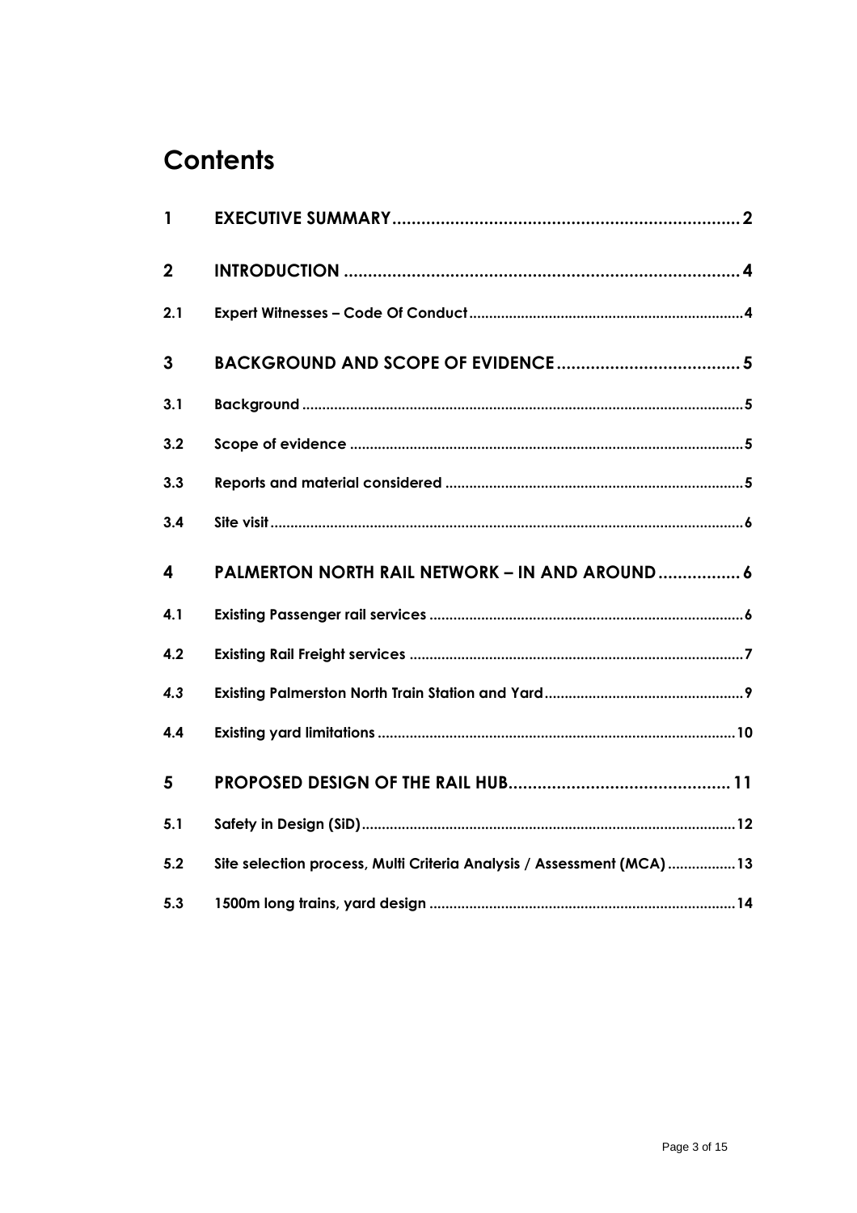# Contents

| | | |
|---|---|---|
| **1** | **EXECUTIVE SUMMARY** | **2** |
| **2** | **INTRODUCTION** | **4** |
| **2.1** | **Expert Witnesses – Code Of Conduct** | **4** |
| **3** | **BACKGROUND AND SCOPE OF EVIDENCE** | **5** |
| **3.1** | **Background** | **5** |
| **3.2** | **Scope of evidence** | **5** |
| **3.3** | **Reports and material considered** | **5** |
| **3.4** | **Site visit** | **6** |
| **4** | **PALMERTON NORTH RAIL NETWORK – IN AND AROUND** | **6** |
| **4.1** | **Existing Passenger rail services** | **6** |
| **4.2** | **Existing Rail Freight services** | **7** |
| ***4.3*** | **Existing Palmerston North Train Station and Yard** | **9** |
| **4.4** | **Existing yard limitations** | **10** |
| **5** | **PROPOSED DESIGN OF THE RAIL HUB** | **11** |
| **5.1** | **Safety in Design (SiD)** | **12** |
| **5.2** | **Site selection process, Multi Criteria Analysis / Assessment (MCA)** | **13** |
| **5.3** | **1500m long trains, yard design** | **14** |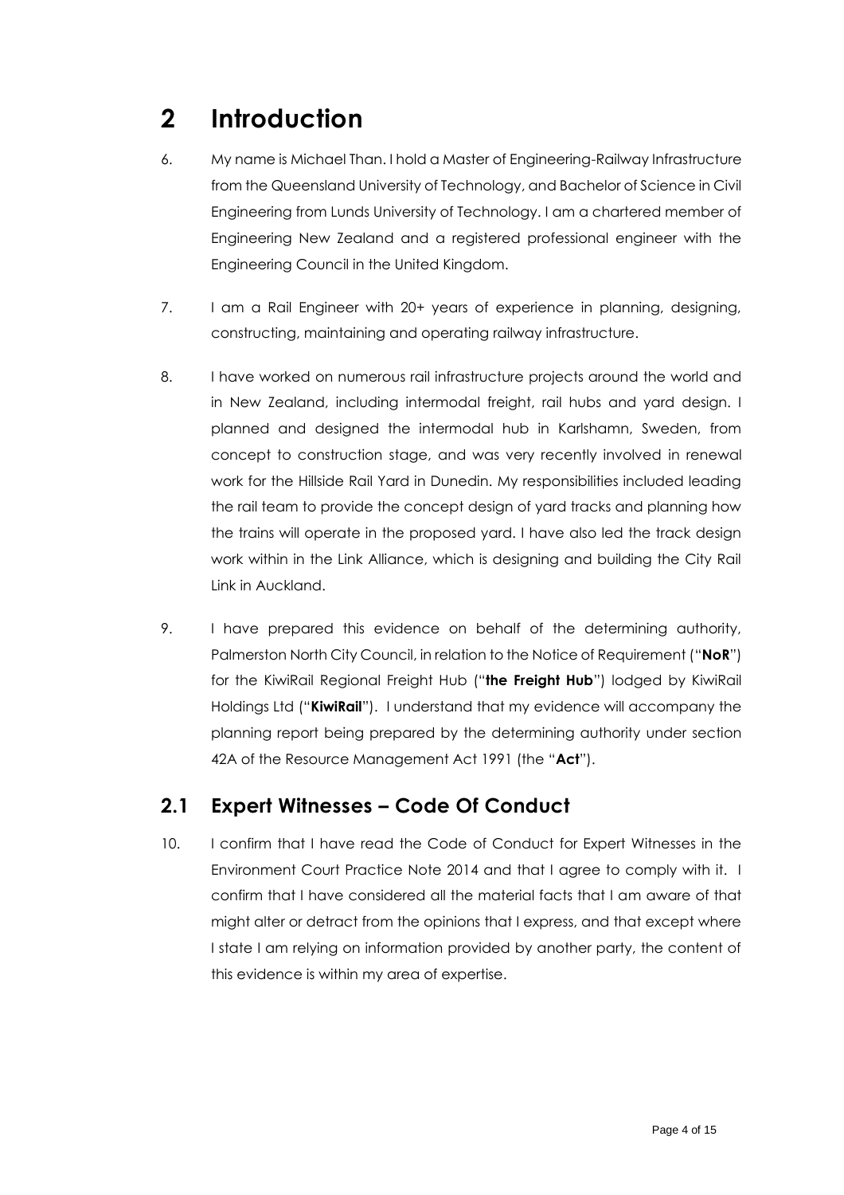# 2 Introduction

6. My name is Michael Than. I hold a Master of Engineering-Railway Infrastructure from the Queensland University of Technology, and Bachelor of Science in Civil Engineering from Lunds University of Technology. I am a chartered member of Engineering New Zealand and a registered professional engineer with the Engineering Council in the United Kingdom.

7. I am a Rail Engineer with 20+ years of experience in planning, designing, constructing, maintaining and operating railway infrastructure.

8. I have worked on numerous rail infrastructure projects around the world and in New Zealand, including intermodal freight, rail hubs and yard design. I planned and designed the intermodal hub in Karlshamn, Sweden, from concept to construction stage, and was very recently involved in renewal work for the Hillside Rail Yard in Dunedin. My responsibilities included leading the rail team to provide the concept design of yard tracks and planning how the trains will operate in the proposed yard. I have also led the track design work within in the Link Alliance, which is designing and building the City Rail Link in Auckland.

9. I have prepared this evidence on behalf of the determining authority, Palmerston North City Council, in relation to the Notice of Requirement ("**NoR**") for the KiwiRail Regional Freight Hub ("**the Freight Hub**") lodged by KiwiRail Holdings Ltd ("**KiwiRail**"). I understand that my evidence will accompany the planning report being prepared by the determining authority under section 42A of the Resource Management Act 1991 (the "**Act**").

## 2.1 Expert Witnesses – Code Of Conduct

10. I confirm that I have read the Code of Conduct for Expert Witnesses in the Environment Court Practice Note 2014 and that I agree to comply with it. I confirm that I have considered all the material facts that I am aware of that might alter or detract from the opinions that I express, and that except where I state I am relying on information provided by another party, the content of this evidence is within my area of expertise.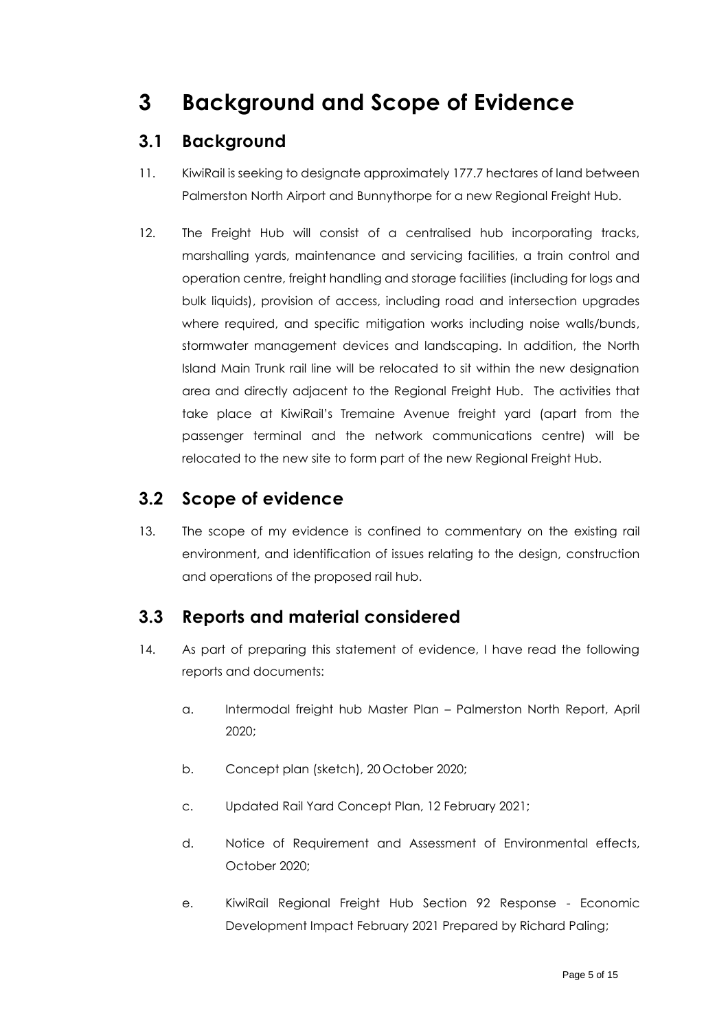# 3 Background and Scope of Evidence

## 3.1 Background

11. KiwiRail is seeking to designate approximately 177.7 hectares of land between Palmerston North Airport and Bunnythorpe for a new Regional Freight Hub.

12. The Freight Hub will consist of a centralised hub incorporating tracks, marshalling yards, maintenance and servicing facilities, a train control and operation centre, freight handling and storage facilities (including for logs and bulk liquids), provision of access, including road and intersection upgrades where required, and specific mitigation works including noise walls/bunds, stormwater management devices and landscaping. In addition, the North Island Main Trunk rail line will be relocated to sit within the new designation area and directly adjacent to the Regional Freight Hub. The activities that take place at KiwiRail's Tremaine Avenue freight yard (apart from the passenger terminal and the network communications centre) will be relocated to the new site to form part of the new Regional Freight Hub.

## 3.2 Scope of evidence

13. The scope of my evidence is confined to commentary on the existing rail environment, and identification of issues relating to the design, construction and operations of the proposed rail hub.

## 3.3 Reports and material considered

14. As part of preparing this statement of evidence, I have read the following reports and documents:

    a. Intermodal freight hub Master Plan – Palmerston North Report, April 2020;

    b. Concept plan (sketch), 20 October 2020;

    c. Updated Rail Yard Concept Plan, 12 February 2021;

    d. Notice of Requirement and Assessment of Environmental effects, October 2020;

    e. KiwiRail Regional Freight Hub Section 92 Response - Economic Development Impact February 2021 Prepared by Richard Paling;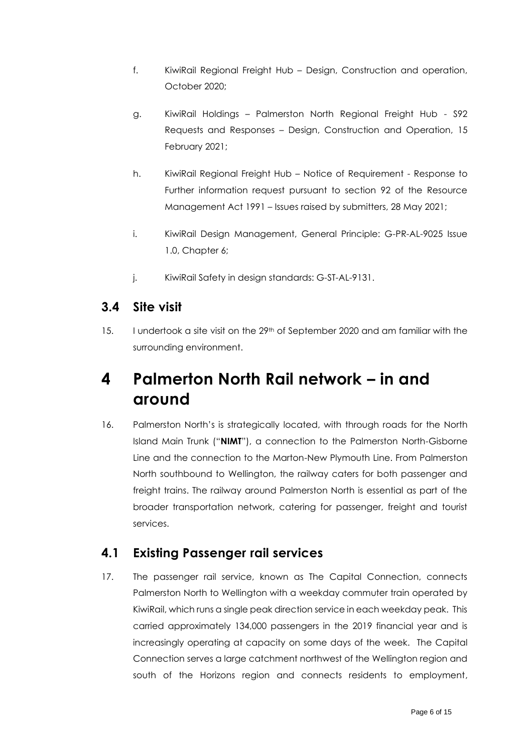f. KiwiRail Regional Freight Hub – Design, Construction and operation, October 2020;

g. KiwiRail Holdings – Palmerston North Regional Freight Hub - S92 Requests and Responses – Design, Construction and Operation, 15 February 2021;

h. KiwiRail Regional Freight Hub – Notice of Requirement - Response to Further information request pursuant to section 92 of the Resource Management Act 1991 – Issues raised by submitters, 28 May 2021;

i. KiwiRail Design Management, General Principle: G-PR-AL-9025 Issue 1.0, Chapter 6;

j. KiwiRail Safety in design standards: G-ST-AL-9131.

## 3.4 Site visit

15. I undertook a site visit on the 29th of September 2020 and am familiar with the surrounding environment.

# 4 Palmerton North Rail network – in and around

16. Palmerston North's is strategically located, with through roads for the North Island Main Trunk ("**NIMT**"), a connection to the Palmerston North-Gisborne Line and the connection to the Marton-New Plymouth Line. From Palmerston North southbound to Wellington, the railway caters for both passenger and freight trains. The railway around Palmerston North is essential as part of the broader transportation network, catering for passenger, freight and tourist services.

## 4.1 Existing Passenger rail services

17. The passenger rail service, known as The Capital Connection, connects Palmerston North to Wellington with a weekday commuter train operated by KiwiRail, which runs a single peak direction service in each weekday peak. This carried approximately 134,000 passengers in the 2019 financial year and is increasingly operating at capacity on some days of the week. The Capital Connection serves a large catchment northwest of the Wellington region and south of the Horizons region and connects residents to employment,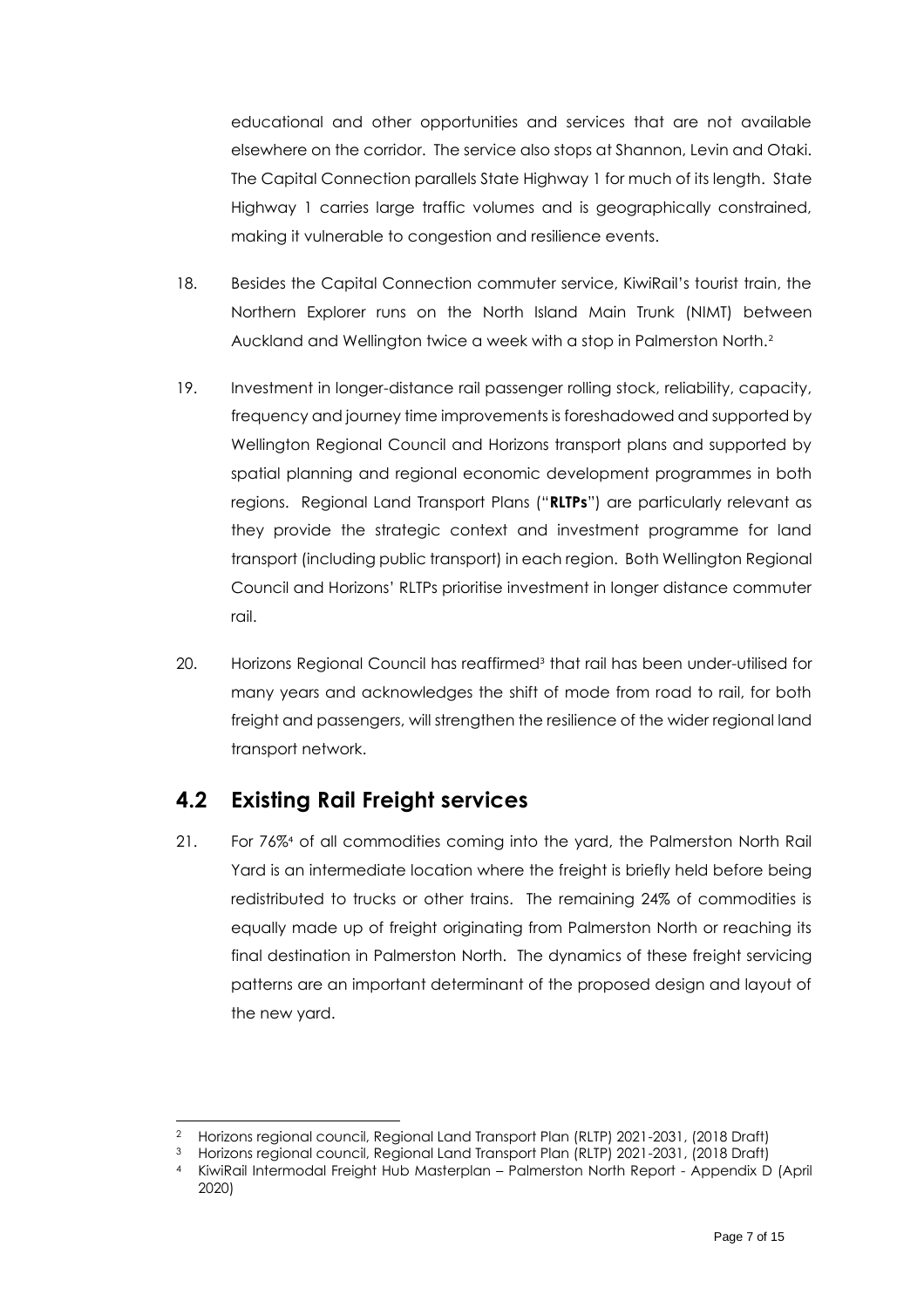educational and other opportunities and services that are not available elsewhere on the corridor. The service also stops at Shannon, Levin and Otaki. The Capital Connection parallels State Highway 1 for much of its length. State Highway 1 carries large traffic volumes and is geographically constrained, making it vulnerable to congestion and resilience events.

18. Besides the Capital Connection commuter service, KiwiRail's tourist train, the Northern Explorer runs on the North Island Main Trunk (NIMT) between Auckland and Wellington twice a week with a stop in Palmerston North.[2]

19. Investment in longer-distance rail passenger rolling stock, reliability, capacity, frequency and journey time improvements is foreshadowed and supported by Wellington Regional Council and Horizons transport plans and supported by spatial planning and regional economic development programmes in both regions. Regional Land Transport Plans ("**RLTPs**") are particularly relevant as they provide the strategic context and investment programme for land transport (including public transport) in each region. Both Wellington Regional Council and Horizons' RLTPs prioritise investment in longer distance commuter rail.

20. Horizons Regional Council has reaffirmed[3] that rail has been under-utilised for many years and acknowledges the shift of mode from road to rail, for both freight and passengers, will strengthen the resilience of the wider regional land transport network.

## 4.2 Existing Rail Freight services

21. For 76%[4] of all commodities coming into the yard, the Palmerston North Rail Yard is an intermediate location where the freight is briefly held before being redistributed to trucks or other trains. The remaining 24% of commodities is equally made up of freight originating from Palmerston North or reaching its final destination in Palmerston North. The dynamics of these freight servicing patterns are an important determinant of the proposed design and layout of the new yard.

---

[2] Horizons regional council, Regional Land Transport Plan (RLTP) 2021-2031, (2018 Draft)

[3] Horizons regional council, Regional Land Transport Plan (RLTP) 2021-2031, (2018 Draft)

[4] KiwiRail Intermodal Freight Hub Masterplan – Palmerston North Report - Appendix D (April 2020)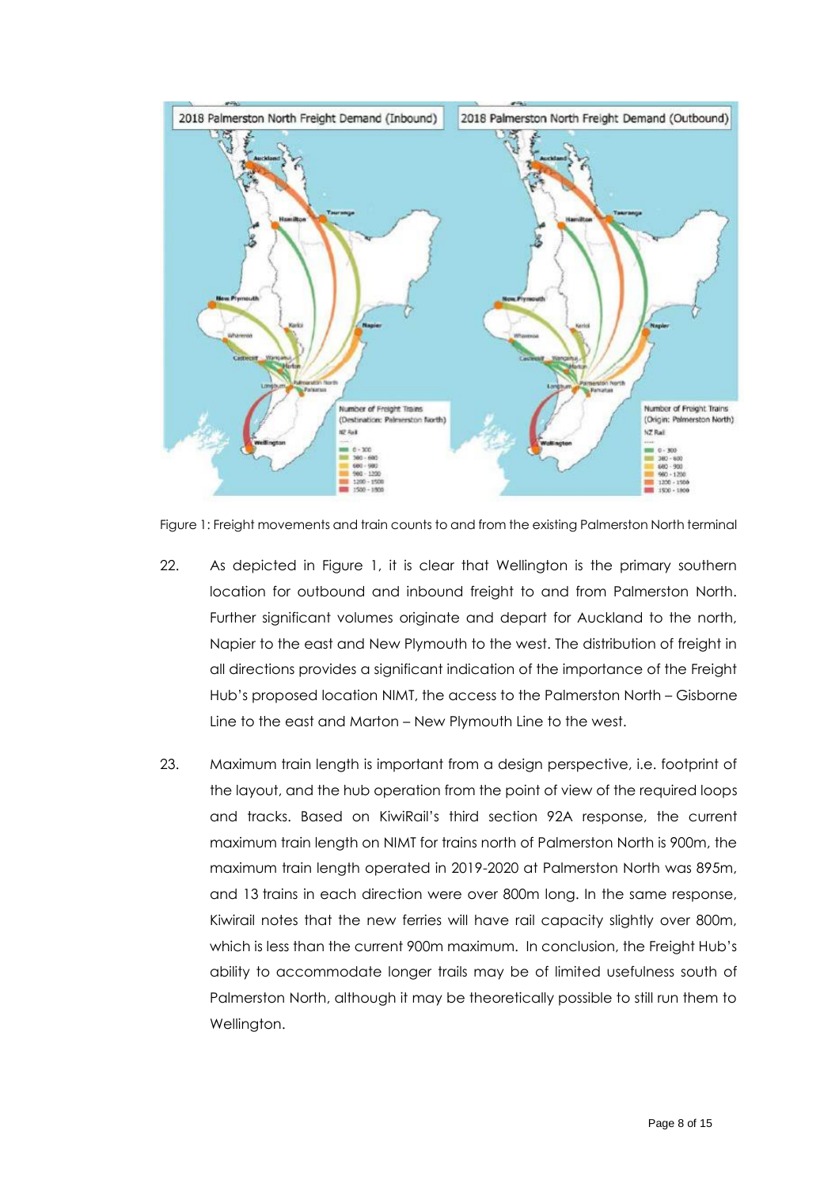Figure 1: Freight movements and train counts to and from the existing Palmerston North terminal

22. As depicted in Figure 1, it is clear that Wellington is the primary southern location for outbound and inbound freight to and from Palmerston North. Further significant volumes originate and depart for Auckland to the north, Napier to the east and New Plymouth to the west. The distribution of freight in all directions provides a significant indication of the importance of the Freight Hub's proposed location NIMT, the access to the Palmerston North – Gisborne Line to the east and Marton – New Plymouth Line to the west.

23. Maximum train length is important from a design perspective, i.e. footprint of the layout, and the hub operation from the point of view of the required loops and tracks. Based on KiwiRail's third section 92A response, the current maximum train length on NIMT for trains north of Palmerston North is 900m, the maximum train length operated in 2019-2020 at Palmerston North was 895m, and 13 trains in each direction were over 800m long. In the same response, Kiwirail notes that the new ferries will have rail capacity slightly over 800m, which is less than the current 900m maximum. In conclusion, the Freight Hub's ability to accommodate longer trails may be of limited usefulness south of Palmerston North, although it may be theoretically possible to still run them to Wellington.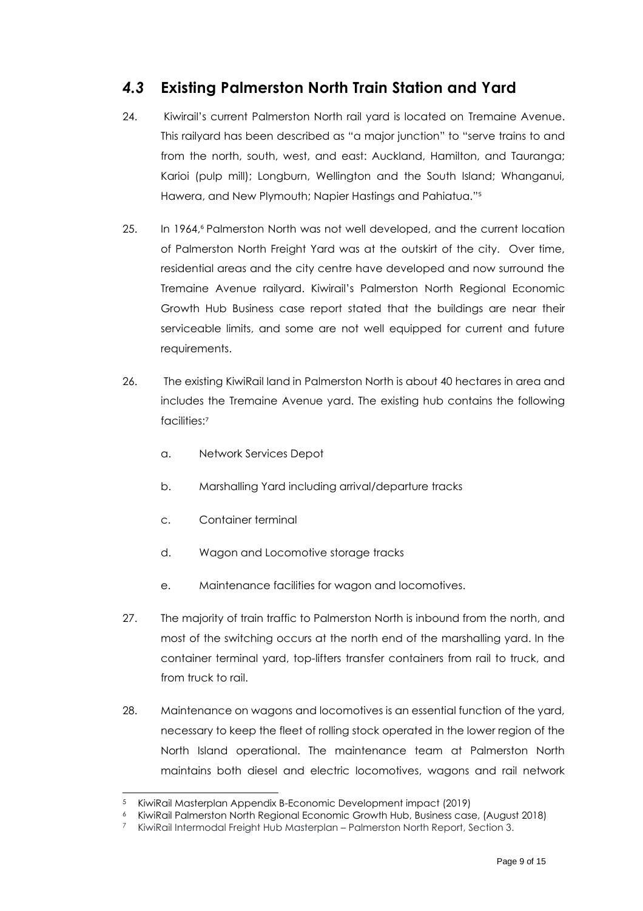## *4.3* Existing Palmerston North Train Station and Yard

24. Kiwirail's current Palmerston North rail yard is located on Tremaine Avenue. This railyard has been described as "a major junction" to "serve trains to and from the north, south, west, and east: Auckland, Hamilton, and Tauranga; Karioi (pulp mill); Longburn, Wellington and the South Island; Whanganui, Hawera, and New Plymouth; Napier Hastings and Pahiatua."[5]

25. In 1964,[6] Palmerston North was not well developed, and the current location of Palmerston North Freight Yard was at the outskirt of the city. Over time, residential areas and the city centre have developed and now surround the Tremaine Avenue railyard. Kiwirail's Palmerston North Regional Economic Growth Hub Business case report stated that the buildings are near their serviceable limits, and some are not well equipped for current and future requirements.

26. The existing KiwiRail land in Palmerston North is about 40 hectares in area and includes the Tremaine Avenue yard. The existing hub contains the following facilities:[7]

    a. Network Services Depot

    b. Marshalling Yard including arrival/departure tracks

    c. Container terminal

    d. Wagon and Locomotive storage tracks

    e. Maintenance facilities for wagon and locomotives.

27. The majority of train traffic to Palmerston North is inbound from the north, and most of the switching occurs at the north end of the marshalling yard. In the container terminal yard, top-lifters transfer containers from rail to truck, and from truck to rail.

28. Maintenance on wagons and locomotives is an essential function of the yard, necessary to keep the fleet of rolling stock operated in the lower region of the North Island operational. The maintenance team at Palmerston North maintains both diesel and electric locomotives, wagons and rail network

---

[5] KiwiRail Masterplan Appendix B-Economic Development impact (2019)

[6] KiwiRail Palmerston North Regional Economic Growth Hub, Business case, (August 2018)

[7] KiwiRail Intermodal Freight Hub Masterplan – Palmerston North Report, Section 3.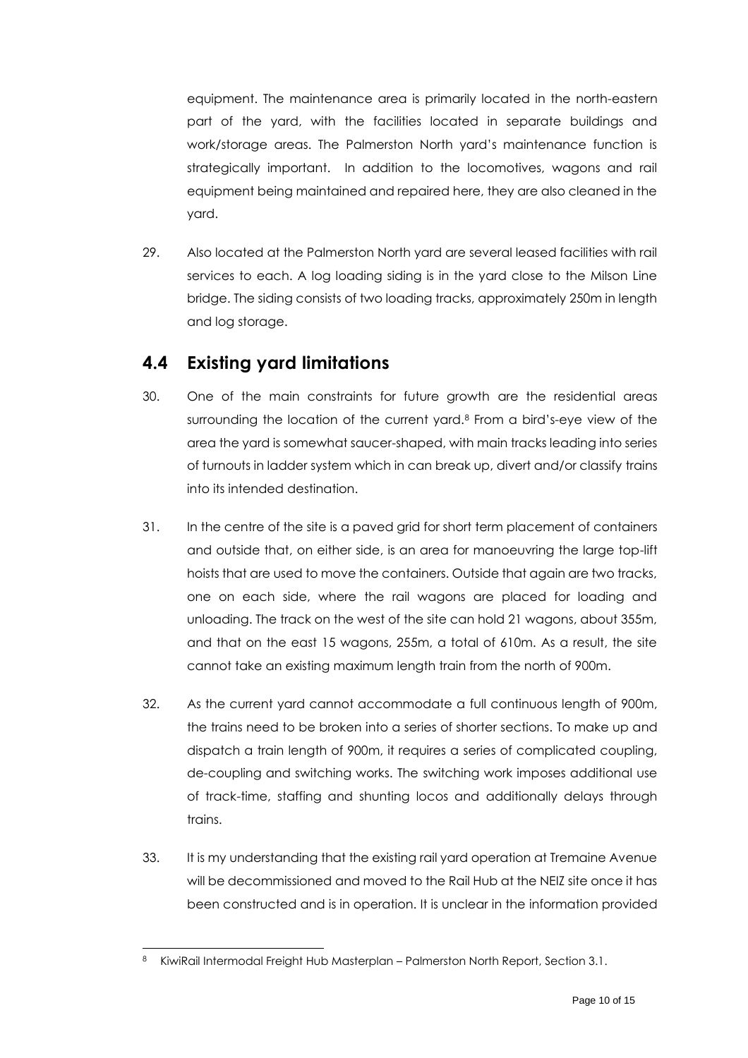equipment. The maintenance area is primarily located in the north-eastern part of the yard, with the facilities located in separate buildings and work/storage areas. The Palmerston North yard's maintenance function is strategically important. In addition to the locomotives, wagons and rail equipment being maintained and repaired here, they are also cleaned in the yard.

29. Also located at the Palmerston North yard are several leased facilities with rail services to each. A log loading siding is in the yard close to the Milson Line bridge. The siding consists of two loading tracks, approximately 250m in length and log storage.

## 4.4 Existing yard limitations

30. One of the main constraints for future growth are the residential areas surrounding the location of the current yard.[8] From a bird's-eye view of the area the yard is somewhat saucer-shaped, with main tracks leading into series of turnouts in ladder system which in can break up, divert and/or classify trains into its intended destination.

31. In the centre of the site is a paved grid for short term placement of containers and outside that, on either side, is an area for manoeuvring the large top-lift hoists that are used to move the containers. Outside that again are two tracks, one on each side, where the rail wagons are placed for loading and unloading. The track on the west of the site can hold 21 wagons, about 355m, and that on the east 15 wagons, 255m, a total of 610m. As a result, the site cannot take an existing maximum length train from the north of 900m.

32. As the current yard cannot accommodate a full continuous length of 900m, the trains need to be broken into a series of shorter sections. To make up and dispatch a train length of 900m, it requires a series of complicated coupling, de-coupling and switching works. The switching work imposes additional use of track-time, staffing and shunting locos and additionally delays through trains.

33. It is my understanding that the existing rail yard operation at Tremaine Avenue will be decommissioned and moved to the Rail Hub at the NEIZ site once it has been constructed and is in operation. It is unclear in the information provided

[8] KiwiRail Intermodal Freight Hub Masterplan – Palmerston North Report, Section 3.1.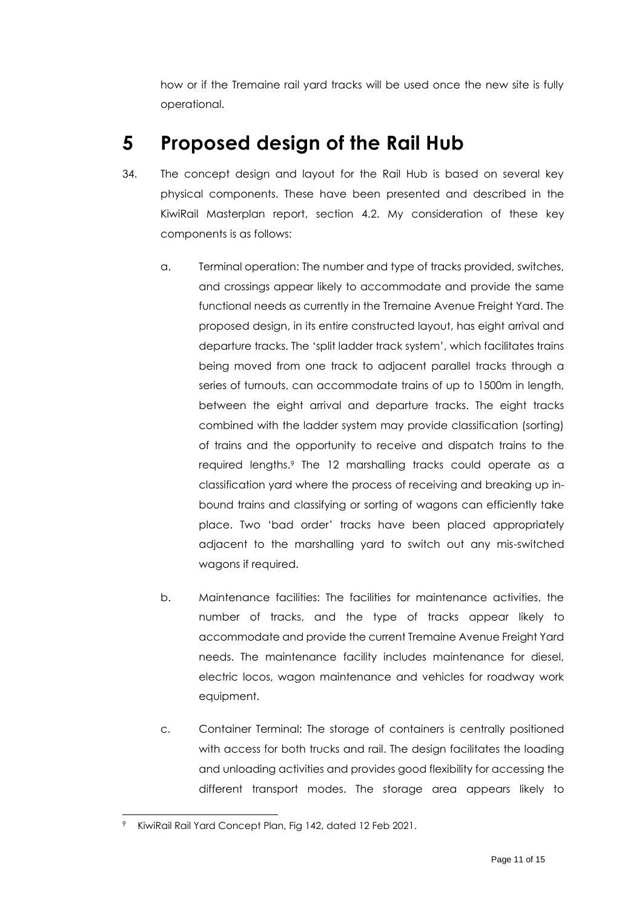how or if the Tremaine rail yard tracks will be used once the new site is fully operational.

# 5 Proposed design of the Rail Hub

34. The concept design and layout for the Rail Hub is based on several key physical components. These have been presented and described in the KiwiRail Masterplan report, section 4.2. My consideration of these key components is as follows:

    a. Terminal operation: The number and type of tracks provided, switches, and crossings appear likely to accommodate and provide the same functional needs as currently in the Tremaine Avenue Freight Yard. The proposed design, in its entire constructed layout, has eight arrival and departure tracks. The 'split ladder track system', which facilitates trains being moved from one track to adjacent parallel tracks through a series of turnouts, can accommodate trains of up to 1500m in length, between the eight arrival and departure tracks. The eight tracks combined with the ladder system may provide classification (sorting) of trains and the opportunity to receive and dispatch trains to the required lengths.[9] The 12 marshalling tracks could operate as a classification yard where the process of receiving and breaking up in-bound trains and classifying or sorting of wagons can efficiently take place. Two 'bad order' tracks have been placed appropriately adjacent to the marshalling yard to switch out any mis-switched wagons if required.

    b. Maintenance facilities: The facilities for maintenance activities, the number of tracks, and the type of tracks appear likely to accommodate and provide the current Tremaine Avenue Freight Yard needs. The maintenance facility includes maintenance for diesel, electric locos, wagon maintenance and vehicles for roadway work equipment.

    c. Container Terminal: The storage of containers is centrally positioned with access for both trucks and rail. The design facilitates the loading and unloading activities and provides good flexibility for accessing the different transport modes. The storage area appears likely to

---

[9] KiwiRail Rail Yard Concept Plan, Fig 142, dated 12 Feb 2021.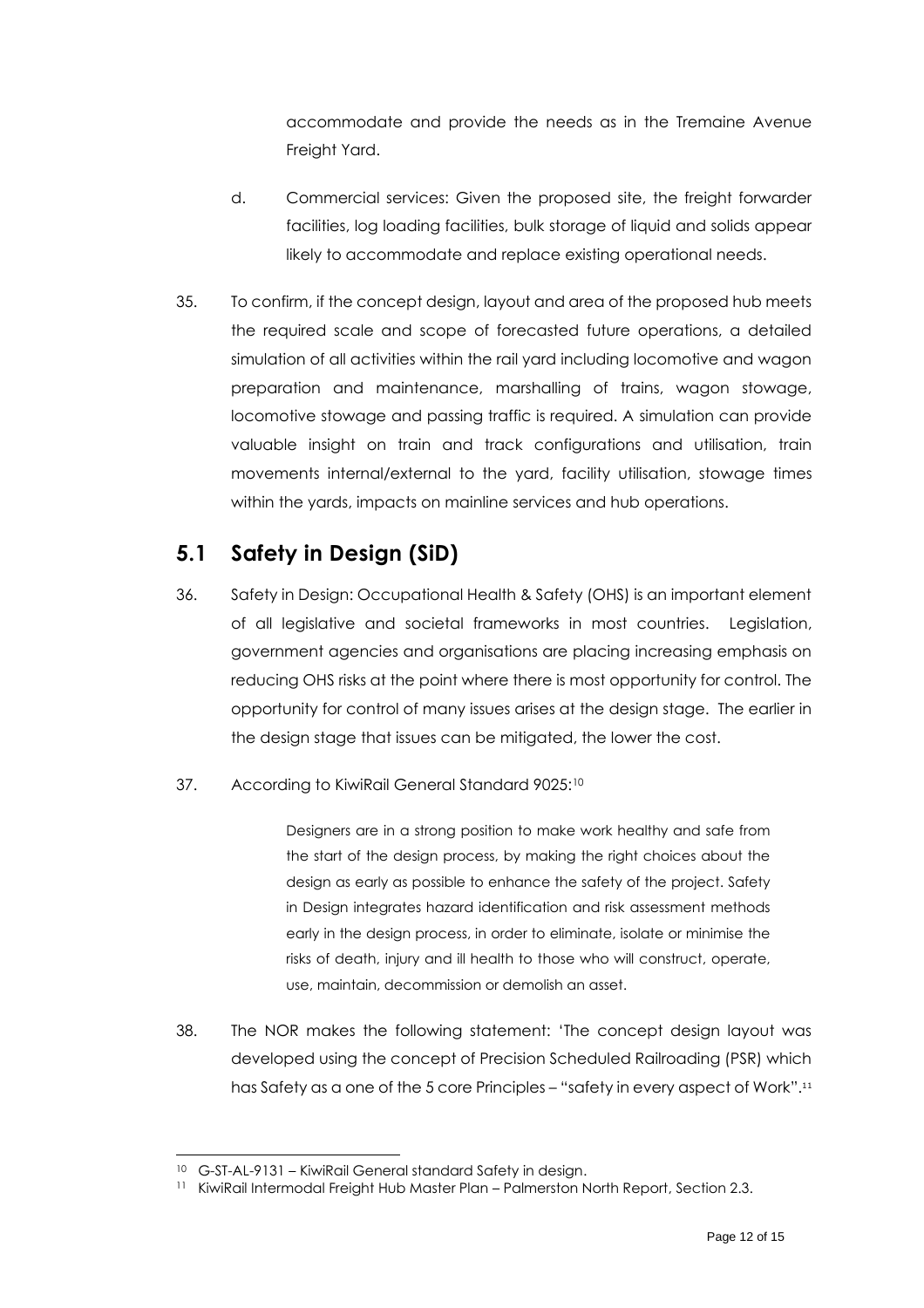accommodate and provide the needs as in the Tremaine Avenue Freight Yard.

d. Commercial services: Given the proposed site, the freight forwarder facilities, log loading facilities, bulk storage of liquid and solids appear likely to accommodate and replace existing operational needs.

35. To confirm, if the concept design, layout and area of the proposed hub meets the required scale and scope of forecasted future operations, a detailed simulation of all activities within the rail yard including locomotive and wagon preparation and maintenance, marshalling of trains, wagon stowage, locomotive stowage and passing traffic is required. A simulation can provide valuable insight on train and track configurations and utilisation, train movements internal/external to the yard, facility utilisation, stowage times within the yards, impacts on mainline services and hub operations.

## 5.1 Safety in Design (SiD)

36. Safety in Design: Occupational Health & Safety (OHS) is an important element of all legislative and societal frameworks in most countries. Legislation, government agencies and organisations are placing increasing emphasis on reducing OHS risks at the point where there is most opportunity for control. The opportunity for control of many issues arises at the design stage. The earlier in the design stage that issues can be mitigated, the lower the cost.

37. According to KiwiRail General Standard 9025:[10]

> Designers are in a strong position to make work healthy and safe from the start of the design process, by making the right choices about the design as early as possible to enhance the safety of the project. Safety in Design integrates hazard identification and risk assessment methods early in the design process, in order to eliminate, isolate or minimise the risks of death, injury and ill health to those who will construct, operate, use, maintain, decommission or demolish an asset.

38. The NOR makes the following statement: 'The concept design layout was developed using the concept of Precision Scheduled Railroading (PSR) which has Safety as a one of the 5 core Principles – "safety in every aspect of Work".[11]

---

[10] G-ST-AL-9131 – KiwiRail General standard Safety in design.

[11] KiwiRail Intermodal Freight Hub Master Plan – Palmerston North Report, Section 2.3.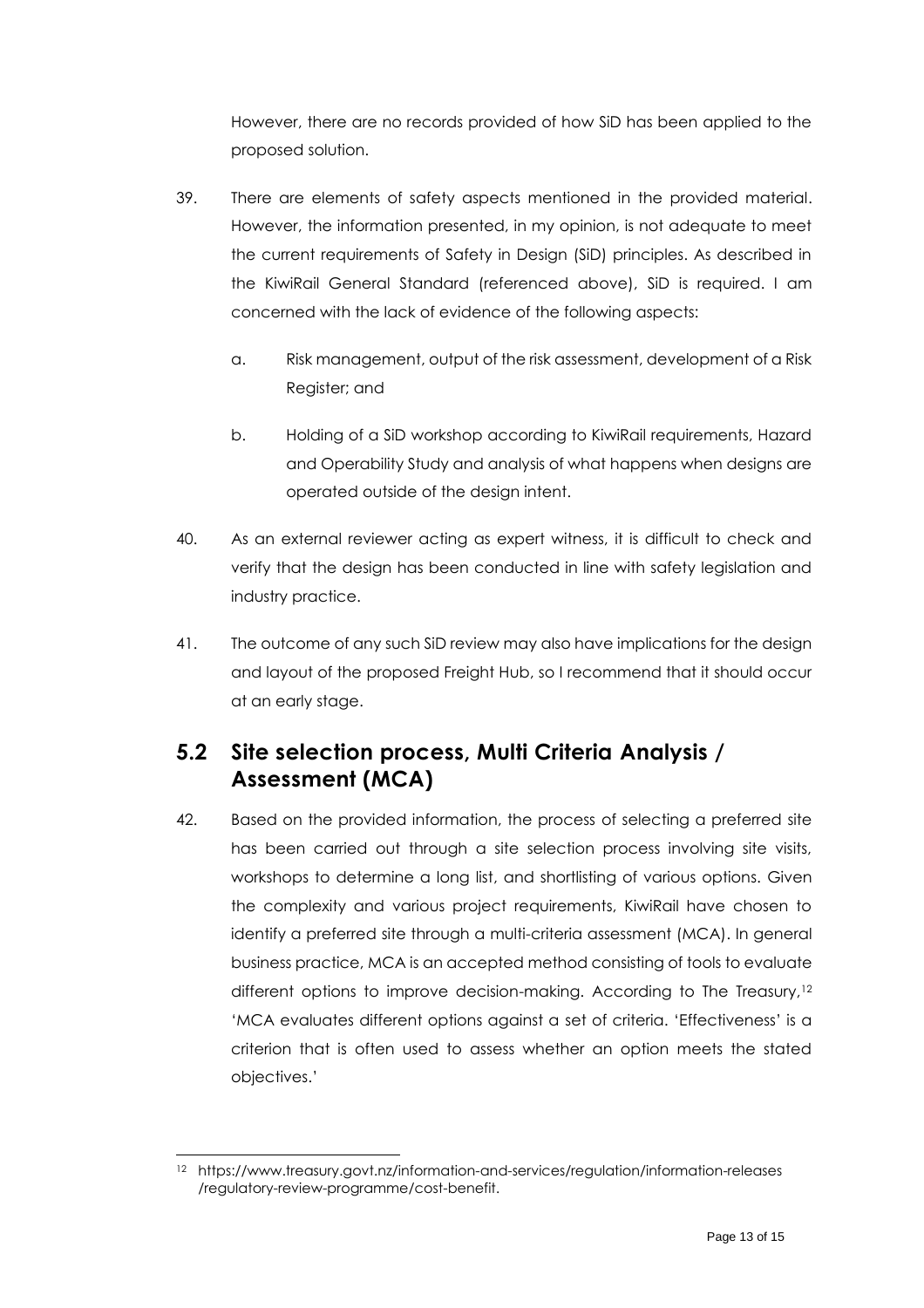However, there are no records provided of how SiD has been applied to the proposed solution.

39. There are elements of safety aspects mentioned in the provided material. However, the information presented, in my opinion, is not adequate to meet the current requirements of Safety in Design (SiD) principles. As described in the KiwiRail General Standard (referenced above), SiD is required. I am concerned with the lack of evidence of the following aspects:

    a. Risk management, output of the risk assessment, development of a Risk Register; and

    b. Holding of a SiD workshop according to KiwiRail requirements, Hazard and Operability Study and analysis of what happens when designs are operated outside of the design intent.

40. As an external reviewer acting as expert witness, it is difficult to check and verify that the design has been conducted in line with safety legislation and industry practice.

41. The outcome of any such SiD review may also have implications for the design and layout of the proposed Freight Hub, so I recommend that it should occur at an early stage.

## 5.2 Site selection process, Multi Criteria Analysis / Assessment (MCA)

42. Based on the provided information, the process of selecting a preferred site has been carried out through a site selection process involving site visits, workshops to determine a long list, and shortlisting of various options. Given the complexity and various project requirements, KiwiRail have chosen to identify a preferred site through a multi-criteria assessment (MCA). In general business practice, MCA is an accepted method consisting of tools to evaluate different options to improve decision-making. According to The Treasury,[12] 'MCA evaluates different options against a set of criteria. 'Effectiveness' is a criterion that is often used to assess whether an option meets the stated objectives.'

---

[12] https://www.treasury.govt.nz/information-and-services/regulation/information-releases /regulatory-review-programme/cost-benefit.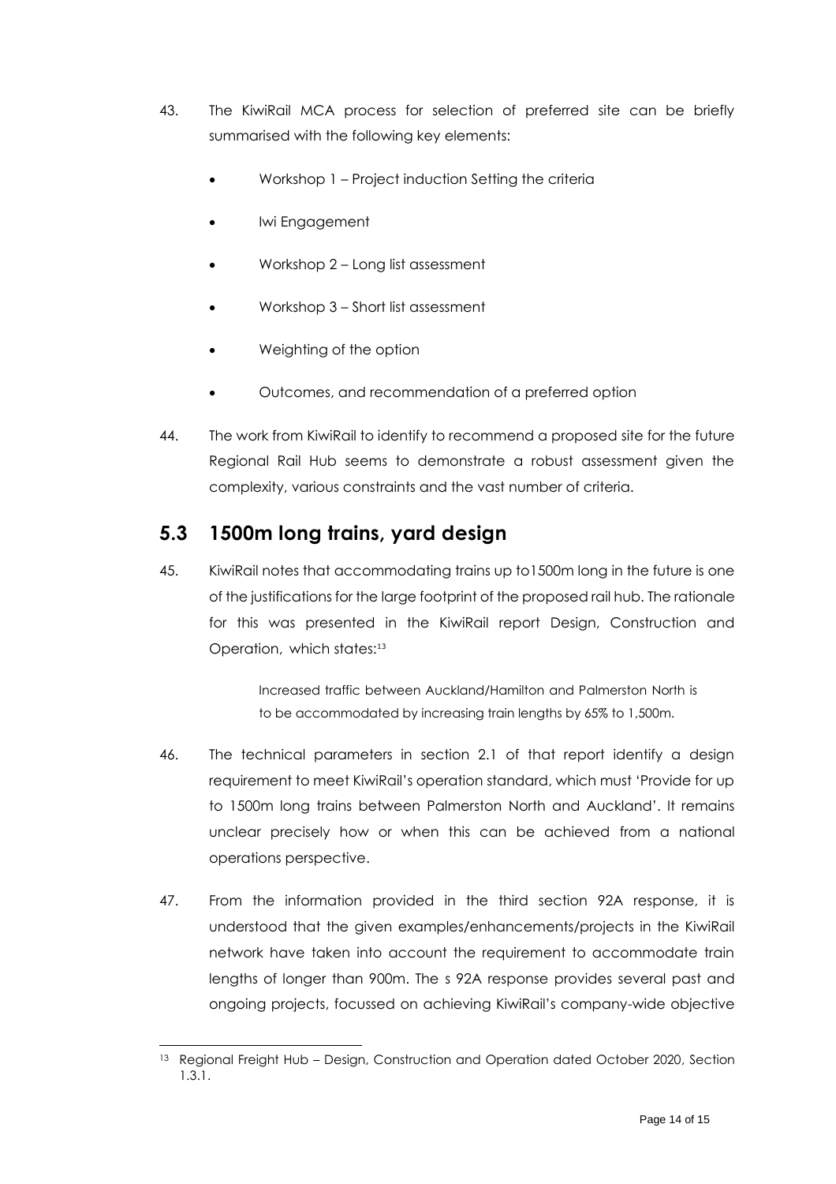43. The KiwiRail MCA process for selection of preferred site can be briefly summarised with the following key elements:

    - Workshop 1 – Project induction Setting the criteria
    - Iwi Engagement
    - Workshop 2 – Long list assessment
    - Workshop 3 – Short list assessment
    - Weighting of the option
    - Outcomes, and recommendation of a preferred option

44. The work from KiwiRail to identify to recommend a proposed site for the future Regional Rail Hub seems to demonstrate a robust assessment given the complexity, various constraints and the vast number of criteria.

## 5.3 1500m long trains, yard design

45. KiwiRail notes that accommodating trains up to1500m long in the future is one of the justifications for the large footprint of the proposed rail hub. The rationale for this was presented in the KiwiRail report Design, Construction and Operation, which states:[13]

    > Increased traffic between Auckland/Hamilton and Palmerston North is to be accommodated by increasing train lengths by 65% to 1,500m.

46. The technical parameters in section 2.1 of that report identify a design requirement to meet KiwiRail's operation standard, which must 'Provide for up to 1500m long trains between Palmerston North and Auckland'. It remains unclear precisely how or when this can be achieved from a national operations perspective.

47. From the information provided in the third section 92A response, it is understood that the given examples/enhancements/projects in the KiwiRail network have taken into account the requirement to accommodate train lengths of longer than 900m. The s 92A response provides several past and ongoing projects, focussed on achieving KiwiRail's company-wide objective

---

[13] Regional Freight Hub – Design, Construction and Operation dated October 2020, Section 1.3.1.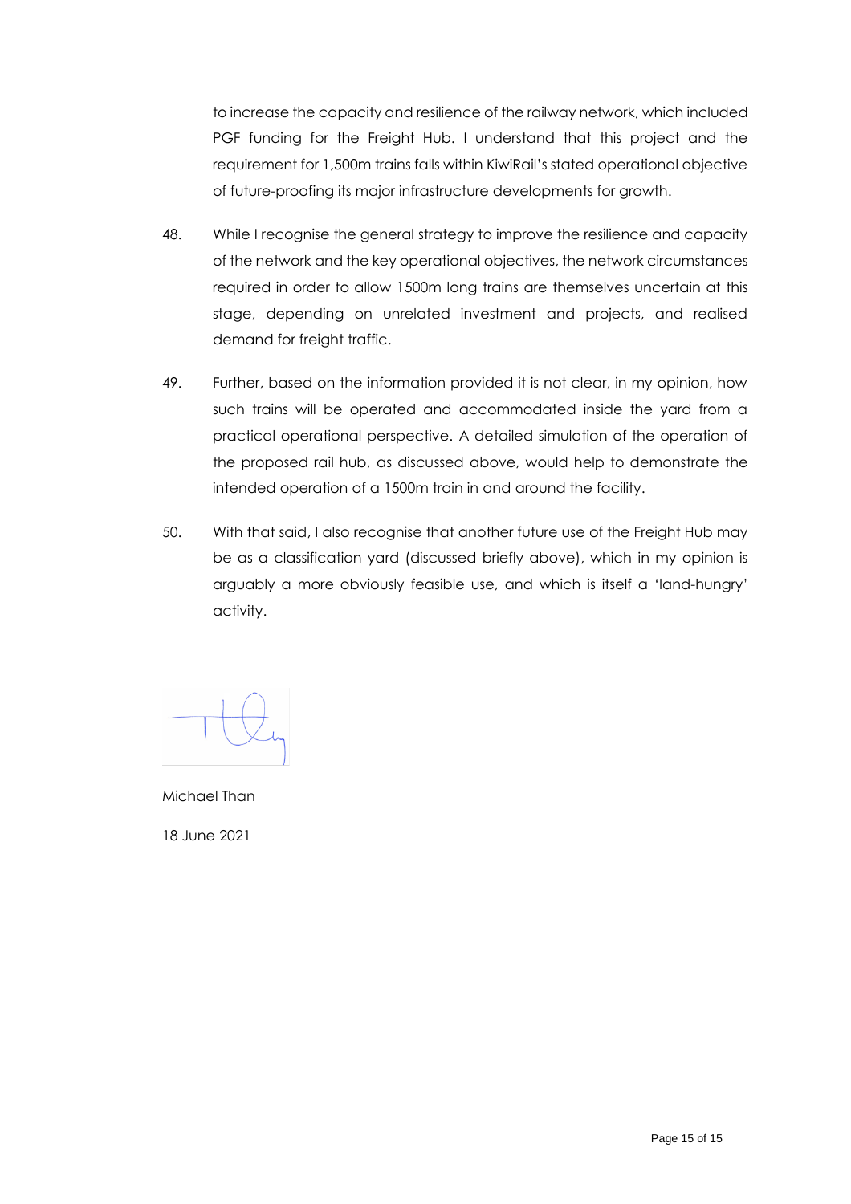to increase the capacity and resilience of the railway network, which included PGF funding for the Freight Hub. I understand that this project and the requirement for 1,500m trains falls within KiwiRail's stated operational objective of future-proofing its major infrastructure developments for growth.

48. While I recognise the general strategy to improve the resilience and capacity of the network and the key operational objectives, the network circumstances required in order to allow 1500m long trains are themselves uncertain at this stage, depending on unrelated investment and projects, and realised demand for freight traffic.

49. Further, based on the information provided it is not clear, in my opinion, how such trains will be operated and accommodated inside the yard from a practical operational perspective. A detailed simulation of the operation of the proposed rail hub, as discussed above, would help to demonstrate the intended operation of a 1500m train in and around the facility.

50. With that said, I also recognise that another future use of the Freight Hub may be as a classification yard (discussed briefly above), which in my opinion is arguably a more obviously feasible use, and which is itself a 'land-hungry' activity.

Michael Than

18 June 2021